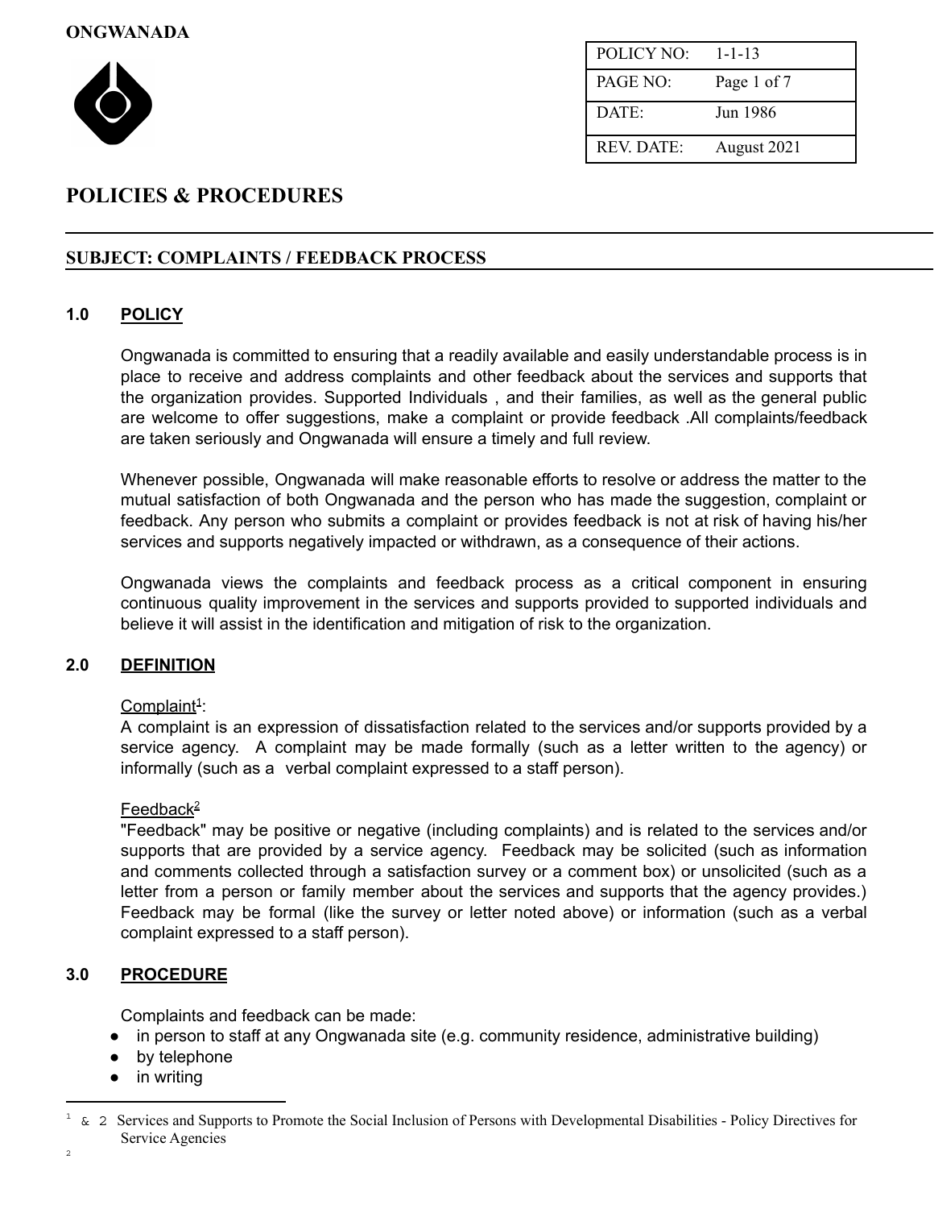**ONGWANADA**

| | |
|---|---|
| POLICY NO: | 1-1-13 |
| PAGE NO: | Page 1 of 7 |
| DATE: | Jun 1986 |
| REV. DATE: | August 2021 |

# POLICIES & PROCEDURES

## SUBJECT: COMPLAINTS / FEEDBACK PROCESS

### 1.0 POLICY

Ongwanada is committed to ensuring that a readily available and easily understandable process is in place to receive and address complaints and other feedback about the services and supports that the organization provides. Supported Individuals , and their families, as well as the general public are welcome to offer suggestions, make a complaint or provide feedback .All complaints/feedback are taken seriously and Ongwanada will ensure a timely and full review.

Whenever possible, Ongwanada will make reasonable efforts to resolve or address the matter to the mutual satisfaction of both Ongwanada and the person who has made the suggestion, complaint or feedback. Any person who submits a complaint or provides feedback is not at risk of having his/her services and supports negatively impacted or withdrawn, as a consequence of their actions.

Ongwanada views the complaints and feedback process as a critical component in ensuring continuous quality improvement in the services and supports provided to supported individuals and believe it will assist in the identification and mitigation of risk to the organization.

### 2.0 DEFINITION

Complaint[1]:
A complaint is an expression of dissatisfaction related to the services and/or supports provided by a service agency. A complaint may be made formally (such as a letter written to the agency) or informally (such as a verbal complaint expressed to a staff person).

Feedback[2]
"Feedback" may be positive or negative (including complaints) and is related to the services and/or supports that are provided by a service agency. Feedback may be solicited (such as information and comments collected through a satisfaction survey or a comment box) or unsolicited (such as a letter from a person or family member about the services and supports that the agency provides.) Feedback may be formal (like the survey or letter noted above) or information (such as a verbal complaint expressed to a staff person).

### 3.0 PROCEDURE

Complaints and feedback can be made:

- in person to staff at any Ongwanada site (e.g. community residence, administrative building)
- by telephone
- in writing

---

[1] & [2] Services and Supports to Promote the Social Inclusion of Persons with Developmental Disabilities - Policy Directives for Service Agencies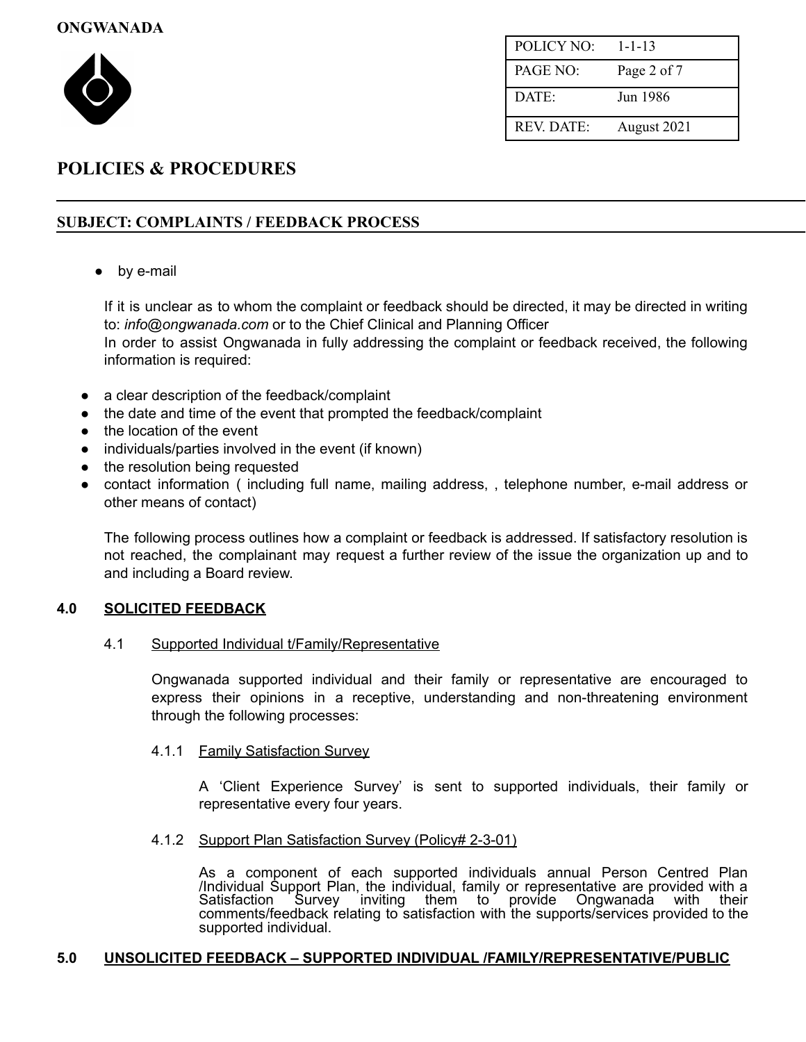- by e-mail

If it is unclear as to whom the complaint or feedback should be directed, it may be directed in writing to: *info@ongwanada.com* or to the Chief Clinical and Planning Officer
In order to assist Ongwanada in fully addressing the complaint or feedback received, the following information is required:

- a clear description of the feedback/complaint
- the date and time of the event that prompted the feedback/complaint
- the location of the event
- individuals/parties involved in the event (if known)
- the resolution being requested
- contact information ( including full name, mailing address, , telephone number, e-mail address or other means of contact)

The following process outlines how a complaint or feedback is addressed. If satisfactory resolution is not reached, the complainant may request a further review of the issue the organization up and to and including a Board review.

## 4.0 SOLICITED FEEDBACK

### 4.1 Supported Individual t/Family/Representative

Ongwanada supported individual and their family or representative are encouraged to express their opinions in a receptive, understanding and non-threatening environment through the following processes:

#### 4.1.1 Family Satisfaction Survey

A 'Client Experience Survey' is sent to supported individuals, their family or representative every four years.

#### 4.1.2 Support Plan Satisfaction Survey (Policy# 2-3-01)

As a component of each supported individuals annual Person Centred Plan /Individual Support Plan, the individual, family or representative are provided with a Satisfaction Survey inviting them to provide Ongwanada with their comments/feedback relating to satisfaction with the supports/services provided to the supported individual.

## 5.0 UNSOLICITED FEEDBACK – SUPPORTED INDIVIDUAL /FAMILY/REPRESENTATIVE/PUBLIC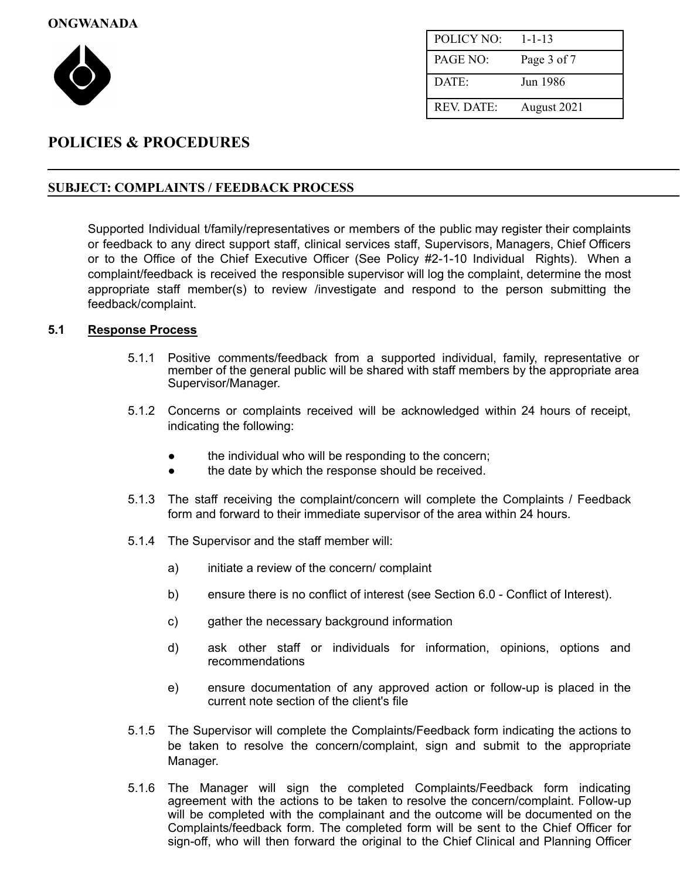Supported Individual t/family/representatives or members of the public may register their complaints or feedback to any direct support staff, clinical services staff, Supervisors, Managers, Chief Officers or to the Office of the Chief Executive Officer (See Policy #2-1-10 Individual Rights). When a complaint/feedback is received the responsible supervisor will log the complaint, determine the most appropriate staff member(s) to review /investigate and respond to the person submitting the feedback/complaint.

**5.1 Response Process**

5.1.1 Positive comments/feedback from a supported individual, family, representative or member of the general public will be shared with staff members by the appropriate area Supervisor/Manager.

5.1.2 Concerns or complaints received will be acknowledged within 24 hours of receipt, indicating the following:

- the individual who will be responding to the concern;
- the date by which the response should be received.

5.1.3 The staff receiving the complaint/concern will complete the Complaints / Feedback form and forward to their immediate supervisor of the area within 24 hours.

5.1.4 The Supervisor and the staff member will:

a) initiate a review of the concern/ complaint

b) ensure there is no conflict of interest (see Section 6.0 - Conflict of Interest).

c) gather the necessary background information

d) ask other staff or individuals for information, opinions, options and recommendations

e) ensure documentation of any approved action or follow-up is placed in the current note section of the client's file

5.1.5 The Supervisor will complete the Complaints/Feedback form indicating the actions to be taken to resolve the concern/complaint, sign and submit to the appropriate Manager.

5.1.6 The Manager will sign the completed Complaints/Feedback form indicating agreement with the actions to be taken to resolve the concern/complaint. Follow-up will be completed with the complainant and the outcome will be documented on the Complaints/feedback form. The completed form will be sent to the Chief Officer for sign-off, who will then forward the original to the Chief Clinical and Planning Officer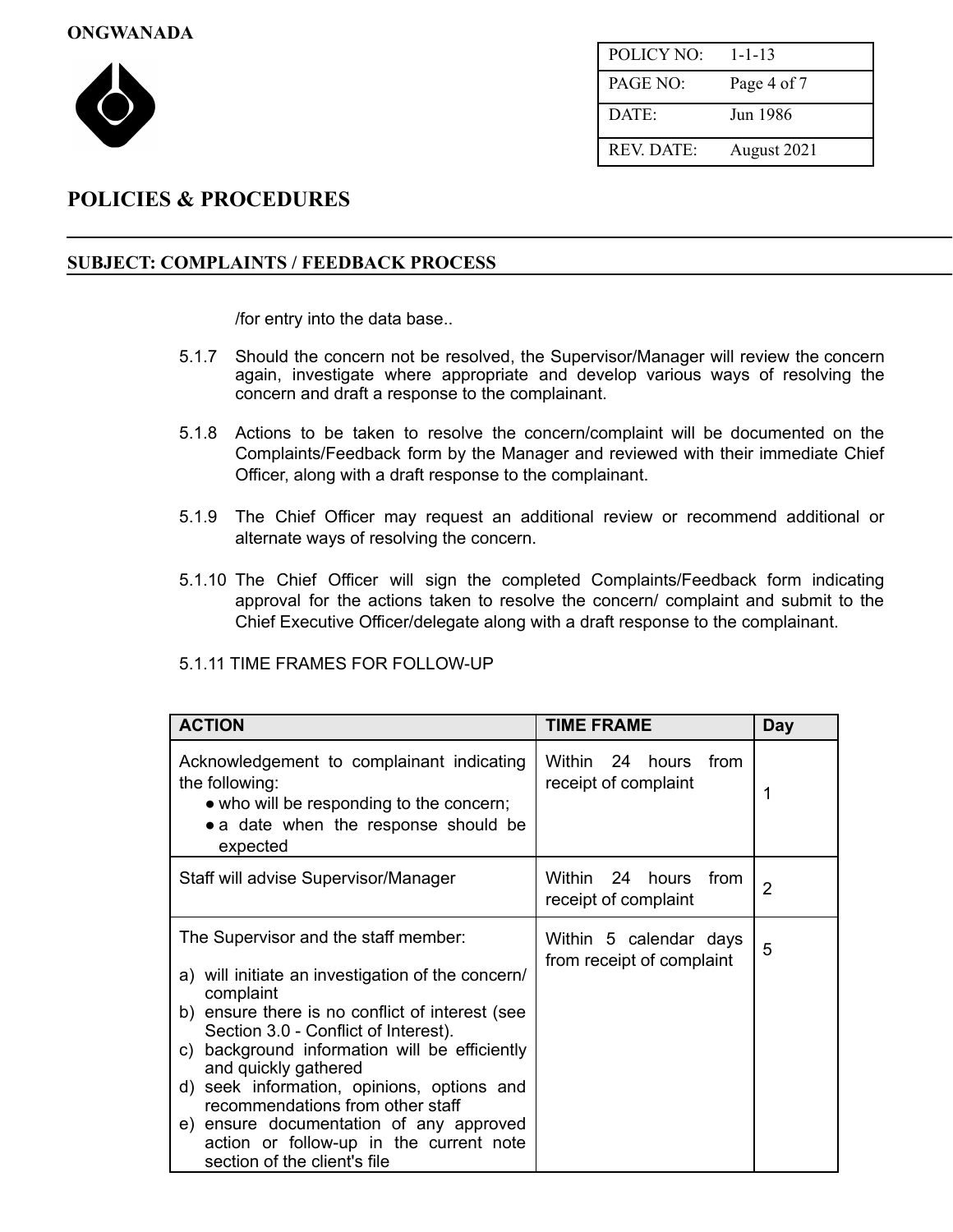/for entry into the data base..

5.1.7 Should the concern not be resolved, the Supervisor/Manager will review the concern again, investigate where appropriate and develop various ways of resolving the concern and draft a response to the complainant.

5.1.8 Actions to be taken to resolve the concern/complaint will be documented on the Complaints/Feedback form by the Manager and reviewed with their immediate Chief Officer, along with a draft response to the complainant.

5.1.9 The Chief Officer may request an additional review or recommend additional or alternate ways of resolving the concern.

5.1.10 The Chief Officer will sign the completed Complaints/Feedback form indicating approval for the actions taken to resolve the concern/ complaint and submit to the Chief Executive Officer/delegate along with a draft response to the complainant.

5.1.11 TIME FRAMES FOR FOLLOW-UP

| ACTION | TIME FRAME | Day |
| --- | --- | --- |
| Acknowledgement to complainant indicating the following:<br>• who will be responding to the concern;<br>• a date when the response should be expected | Within 24 hours from receipt of complaint | 1 |
| Staff will advise Supervisor/Manager | Within 24 hours from receipt of complaint | 2 |
| The Supervisor and the staff member:<br>a) will initiate an investigation of the concern/ complaint<br>b) ensure there is no conflict of interest (see Section 3.0 - Conflict of Interest).<br>c) background information will be efficiently and quickly gathered<br>d) seek information, opinions, options and recommendations from other staff<br>e) ensure documentation of any approved action or follow-up in the current note section of the client's file | Within 5 calendar days from receipt of complaint | 5 |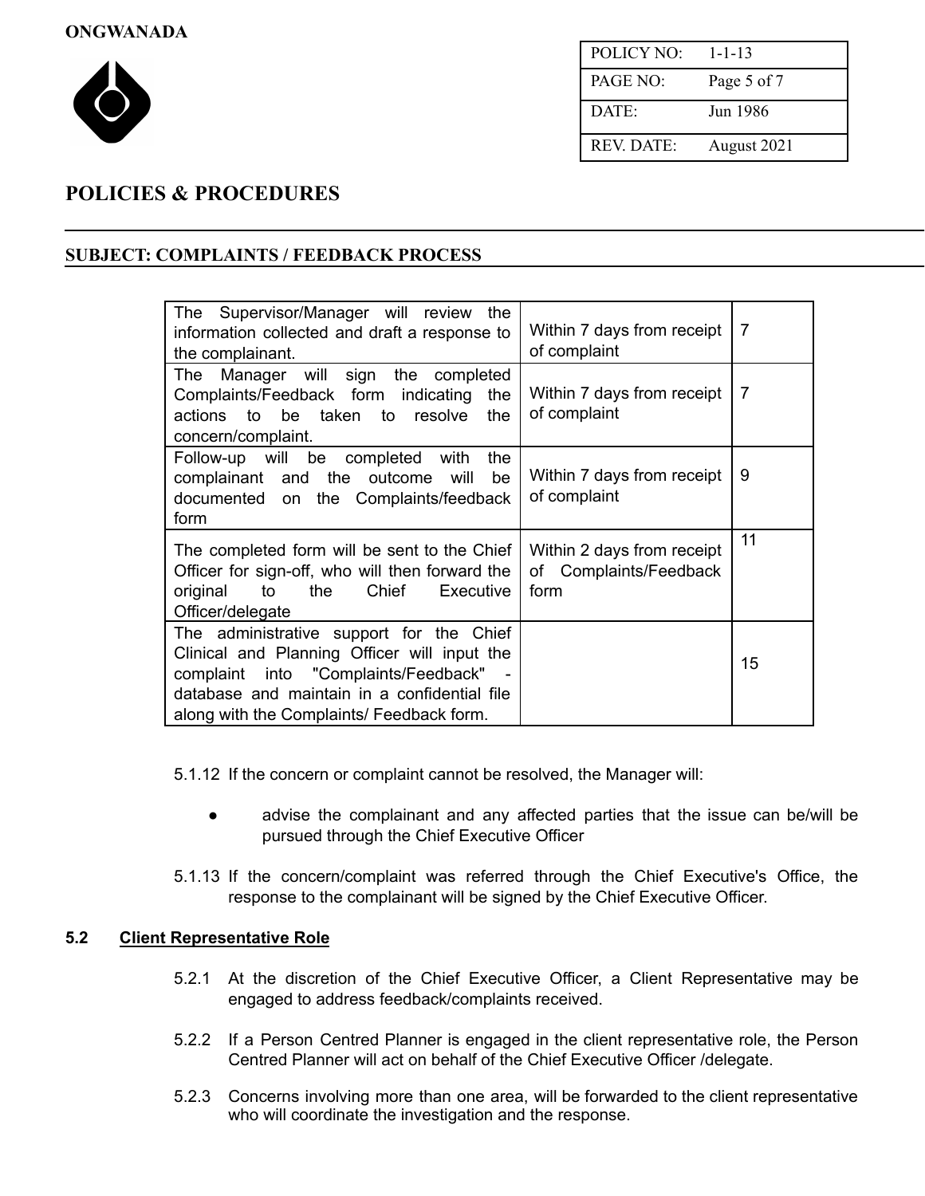| | | |
|---|---|---|
| The Supervisor/Manager will review the information collected and draft a response to the complainant. | Within 7 days from receipt of complaint | 7 |
| The Manager will sign the completed Complaints/Feedback form indicating the actions to be taken to resolve the concern/complaint. | Within 7 days from receipt of complaint | 7 |
| Follow-up will be completed with the complainant and the outcome will be documented on the Complaints/feedback form | Within 7 days from receipt of complaint | 9 |
| The completed form will be sent to the Chief Officer for sign-off, who will then forward the original to the Chief Executive Officer/delegate | Within 2 days from receipt of Complaints/Feedback form | 11 |
| The administrative support for the Chief Clinical and Planning Officer will input the complaint into "Complaints/Feedback" - database and maintain in a confidential file along with the Complaints/ Feedback form. | | 15 |

5.1.12 If the concern or complaint cannot be resolved, the Manager will:

- advise the complainant and any affected parties that the issue can be/will be pursued through the Chief Executive Officer

5.1.13 If the concern/complaint was referred through the Chief Executive's Office, the response to the complainant will be signed by the Chief Executive Officer.

### 5.2 Client Representative Role

5.2.1 At the discretion of the Chief Executive Officer, a Client Representative may be engaged to address feedback/complaints received.

5.2.2 If a Person Centred Planner is engaged in the client representative role, the Person Centred Planner will act on behalf of the Chief Executive Officer /delegate.

5.2.3 Concerns involving more than one area, will be forwarded to the client representative who will coordinate the investigation and the response.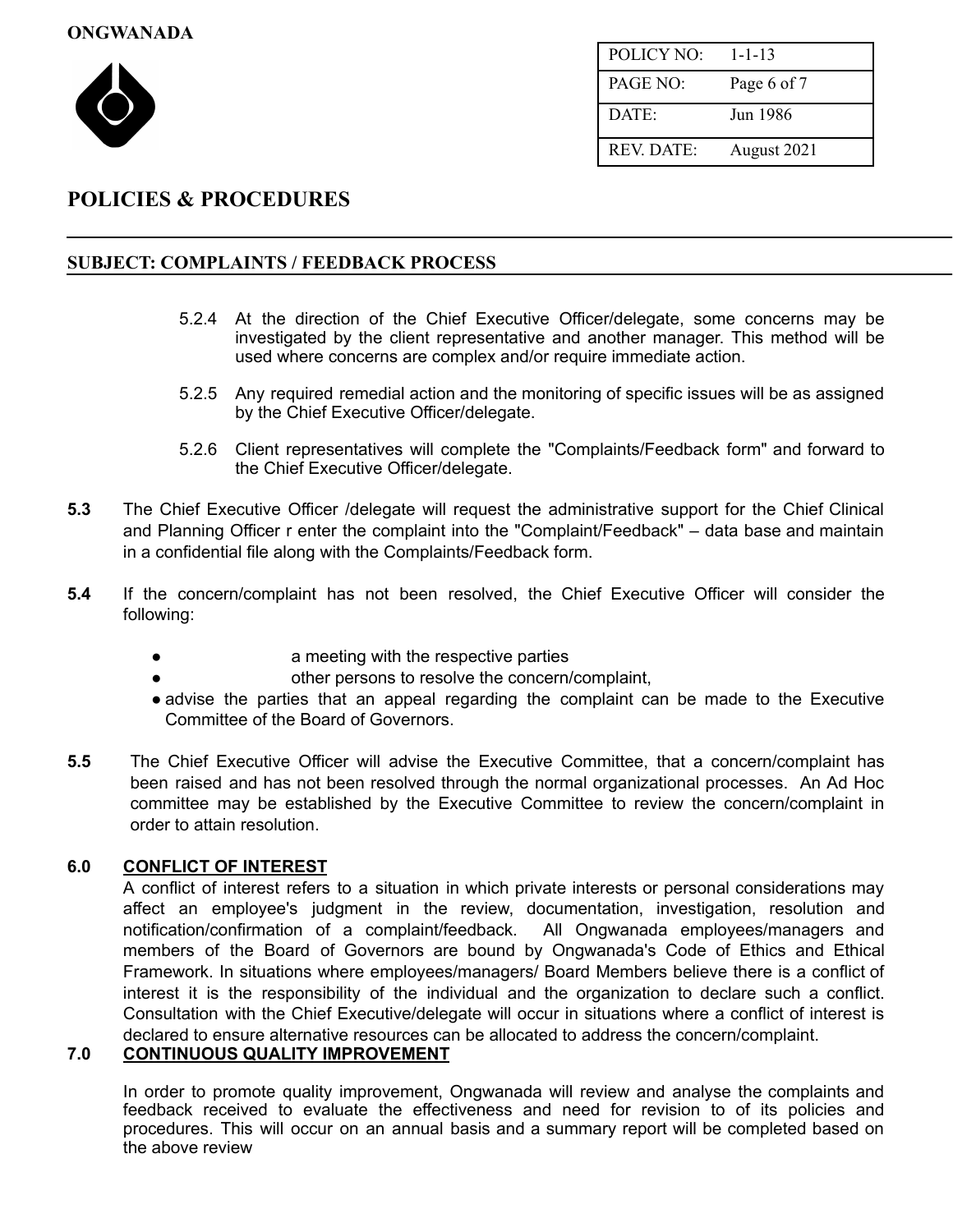5.2.4 At the direction of the Chief Executive Officer/delegate, some concerns may be investigated by the client representative and another manager. This method will be used where concerns are complex and/or require immediate action.

5.2.5 Any required remedial action and the monitoring of specific issues will be as assigned by the Chief Executive Officer/delegate.

5.2.6 Client representatives will complete the "Complaints/Feedback form" and forward to the Chief Executive Officer/delegate.

**5.3** The Chief Executive Officer /delegate will request the administrative support for the Chief Clinical and Planning Officer r enter the complaint into the "Complaint/Feedback" – data base and maintain in a confidential file along with the Complaints/Feedback form.

**5.4** If the concern/complaint has not been resolved, the Chief Executive Officer will consider the following:

- a meeting with the respective parties
- other persons to resolve the concern/complaint,
- advise the parties that an appeal regarding the complaint can be made to the Executive Committee of the Board of Governors.

**5.5** The Chief Executive Officer will advise the Executive Committee, that a concern/complaint has been raised and has not been resolved through the normal organizational processes. An Ad Hoc committee may be established by the Executive Committee to review the concern/complaint in order to attain resolution.

## 6.0 CONFLICT OF INTEREST

A conflict of interest refers to a situation in which private interests or personal considerations may affect an employee's judgment in the review, documentation, investigation, resolution and notification/confirmation of a complaint/feedback. All Ongwanada employees/managers and members of the Board of Governors are bound by Ongwanada's Code of Ethics and Ethical Framework. In situations where employees/managers/ Board Members believe there is a conflict of interest it is the responsibility of the individual and the organization to declare such a conflict. Consultation with the Chief Executive/delegate will occur in situations where a conflict of interest is declared to ensure alternative resources can be allocated to address the concern/complaint.

## 7.0 CONTINUOUS QUALITY IMPROVEMENT

In order to promote quality improvement, Ongwanada will review and analyse the complaints and feedback received to evaluate the effectiveness and need for revision to of its policies and procedures. This will occur on an annual basis and a summary report will be completed based on the above review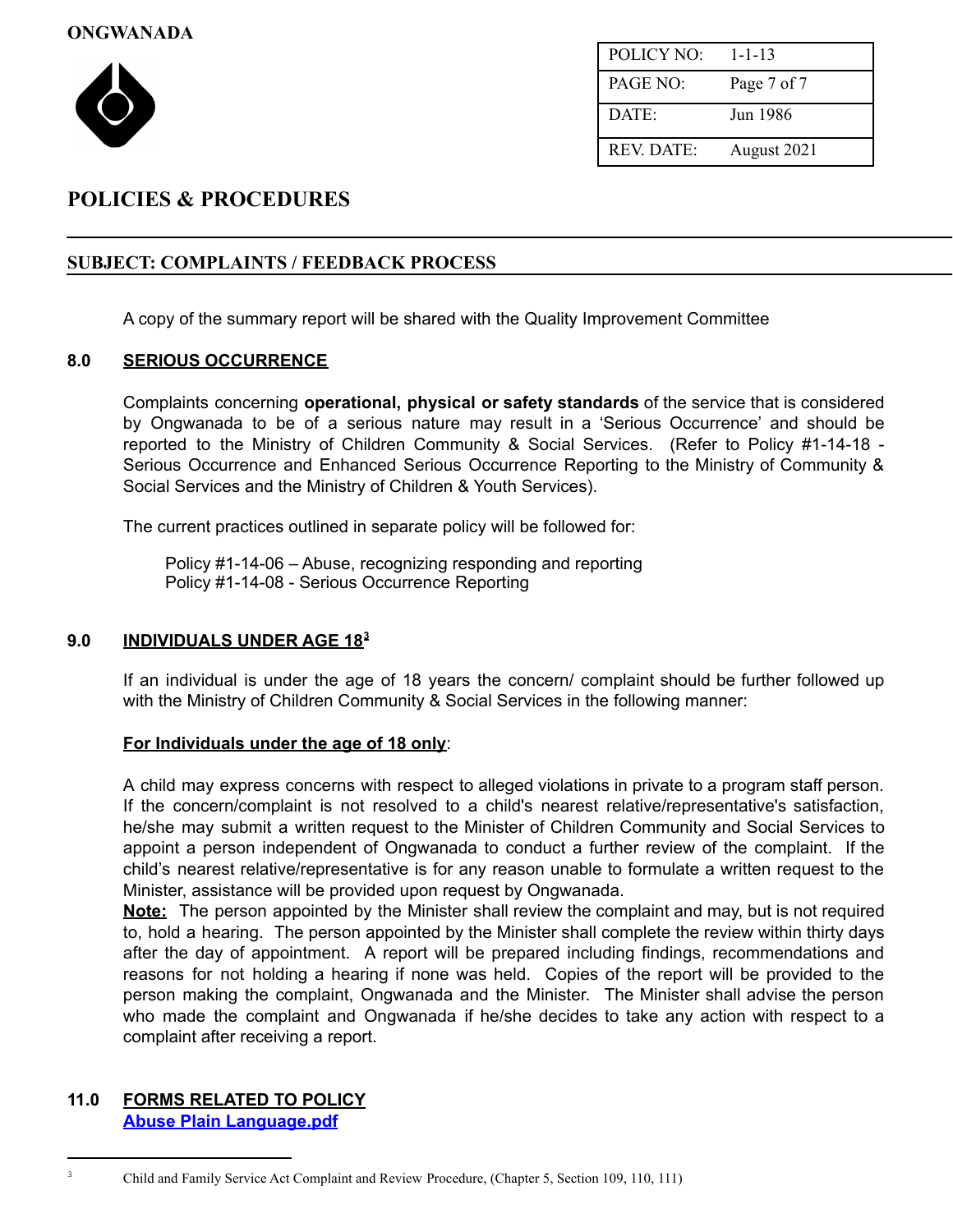A copy of the summary report will be shared with the Quality Improvement Committee

## 8.0 SERIOUS OCCURRENCE

Complaints concerning **operational, physical or safety standards** of the service that is considered by Ongwanada to be of a serious nature may result in a 'Serious Occurrence' and should be reported to the Ministry of Children Community & Social Services. (Refer to Policy #1-14-18 - Serious Occurrence and Enhanced Serious Occurrence Reporting to the Ministry of Community & Social Services and the Ministry of Children & Youth Services).

The current practices outlined in separate policy will be followed for:

Policy #1-14-06 – Abuse, recognizing responding and reporting
Policy #1-14-08 - Serious Occurrence Reporting

## 9.0 INDIVIDUALS UNDER AGE 18[3]

If an individual is under the age of 18 years the concern/ complaint should be further followed up with the Ministry of Children Community & Social Services in the following manner:

**For Individuals under the age of 18 only**:

A child may express concerns with respect to alleged violations in private to a program staff person. If the concern/complaint is not resolved to a child's nearest relative/representative's satisfaction, he/she may submit a written request to the Minister of Children Community and Social Services to appoint a person independent of Ongwanada to conduct a further review of the complaint. If the child's nearest relative/representative is for any reason unable to formulate a written request to the Minister, assistance will be provided upon request by Ongwanada.
**Note:** The person appointed by the Minister shall review the complaint and may, but is not required to, hold a hearing. The person appointed by the Minister shall complete the review within thirty days after the day of appointment. A report will be prepared including findings, recommendations and reasons for not holding a hearing if none was held. Copies of the report will be provided to the person making the complaint, Ongwanada and the Minister. The Minister shall advise the person who made the complaint and Ongwanada if he/she decides to take any action with respect to a complaint after receiving a report.

## 11.0 FORMS RELATED TO POLICY

**Abuse Plain Language.pdf**

---

[3] Child and Family Service Act Complaint and Review Procedure, (Chapter 5, Section 109, 110, 111)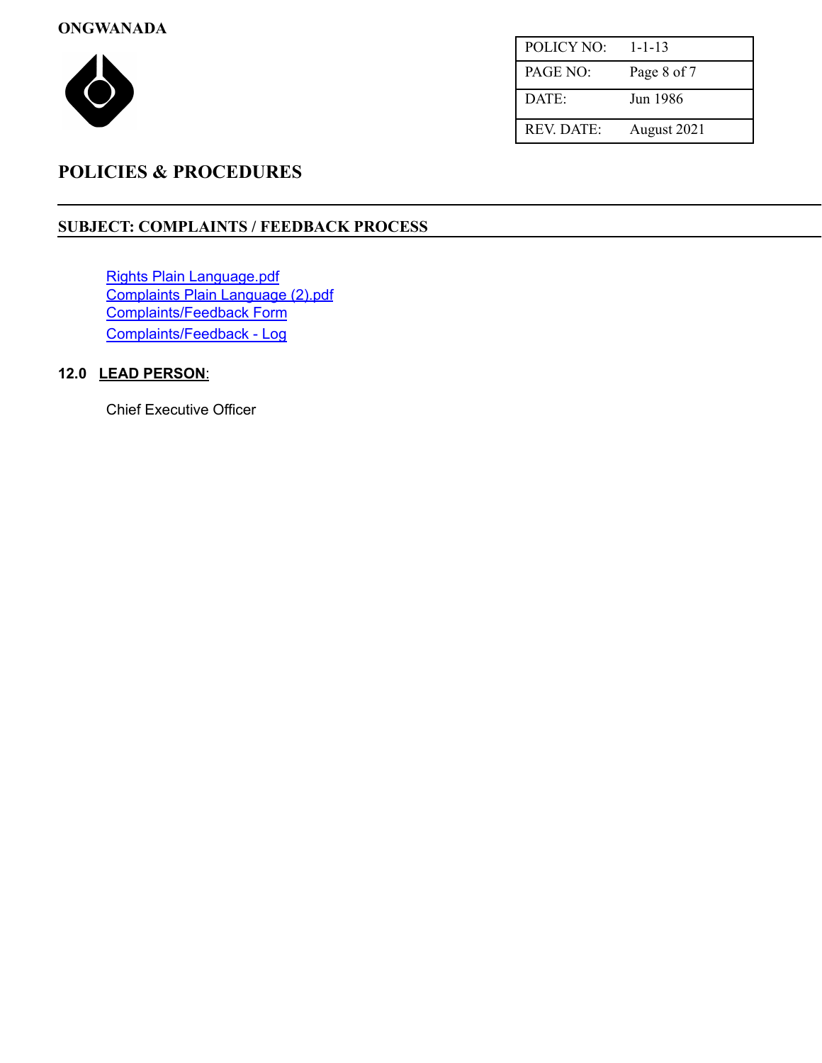[Rights Plain Language.pdf]
[Complaints Plain Language (2).pdf]
[Complaints/Feedback Form]
[Complaints/Feedback - Log]

## 12.0 LEAD PERSON:

Chief Executive Officer